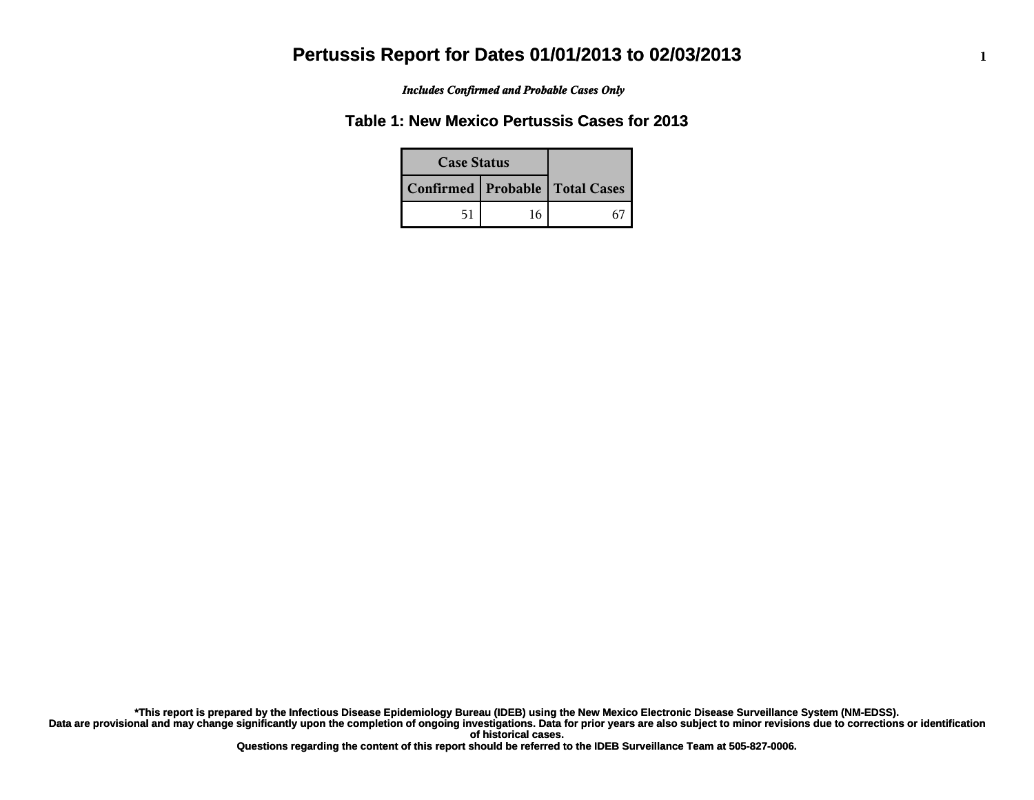# Pertussis Report for Dates 01/01/2013 to 02/03/2013

*Includes Confirmed and Probable Cases Only*

## Table 1: New Mexico Pertussis Cases for 2013

| Case Status | | |
|---|---|---|
| Confirmed | Probable | Total Cases |
| 51 | 16 | 67 |

**\*This report is prepared by the Infectious Disease Epidemiology Bureau (IDEB) using the New Mexico Electronic Disease Surveillance System (NM-EDSS). Data are provisional and may change significantly upon the completion of ongoing investigations. Data for prior years are also subject to minor revisions due to corrections or identification of historical cases. Questions regarding the content of this report should be referred to the IDEB Surveillance Team at 505-827-0006.**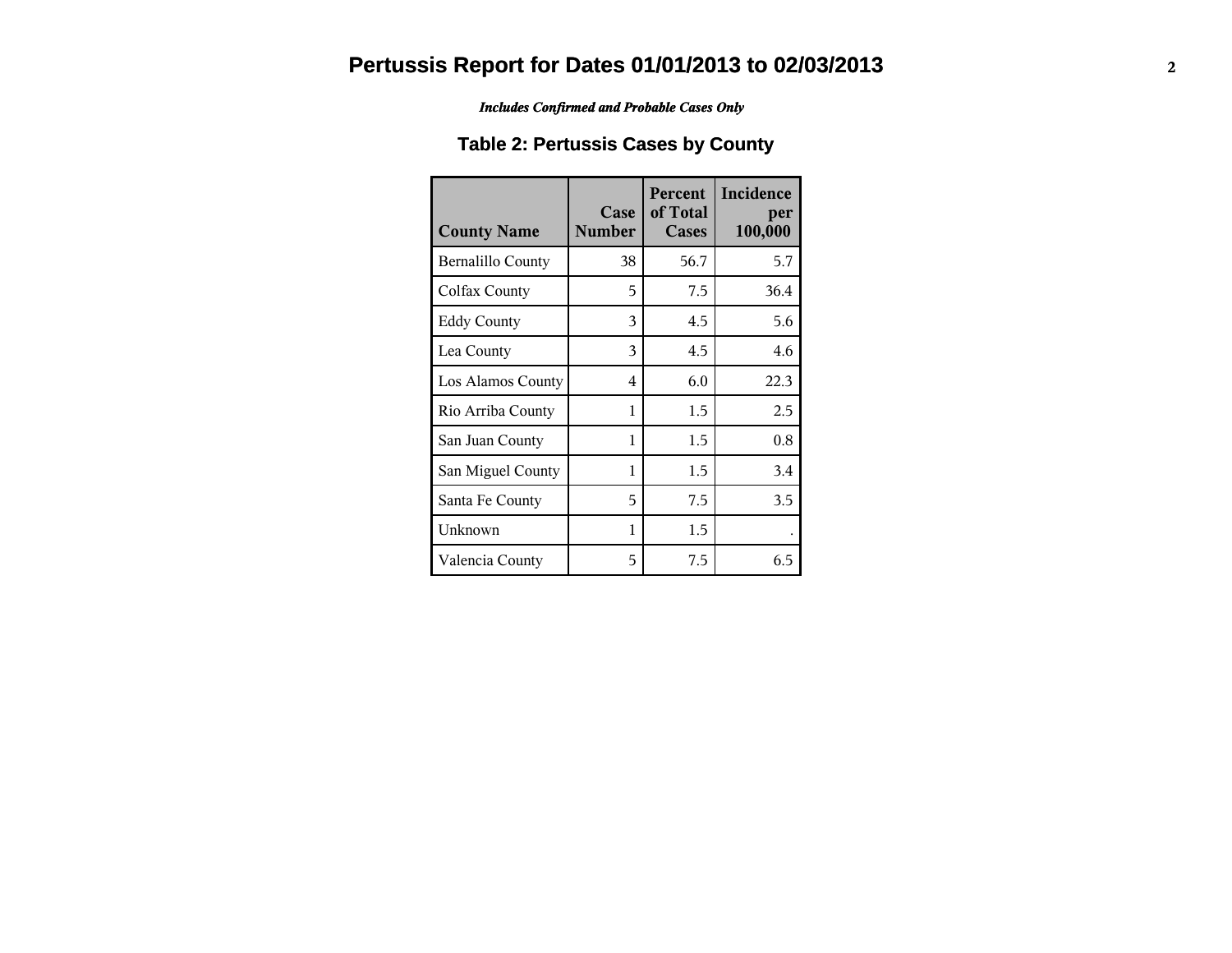# Pertussis Report for Dates 01/01/2013 to 02/03/2013

*Includes Confirmed and Probable Cases Only*

## Table 2: Pertussis Cases by County

| County Name | Case Number | Percent of Total Cases | Incidence per 100,000 |
|---|---|---|---|
| Bernalillo County | 38 | 56.7 | 5.7 |
| Colfax County | 5 | 7.5 | 36.4 |
| Eddy County | 3 | 4.5 | 5.6 |
| Lea County | 3 | 4.5 | 4.6 |
| Los Alamos County | 4 | 6.0 | 22.3 |
| Rio Arriba County | 1 | 1.5 | 2.5 |
| San Juan County | 1 | 1.5 | 0.8 |
| San Miguel County | 1 | 1.5 | 3.4 |
| Santa Fe County | 5 | 7.5 | 3.5 |
| Unknown | 1 | 1.5 | . |
| Valencia County | 5 | 7.5 | 6.5 |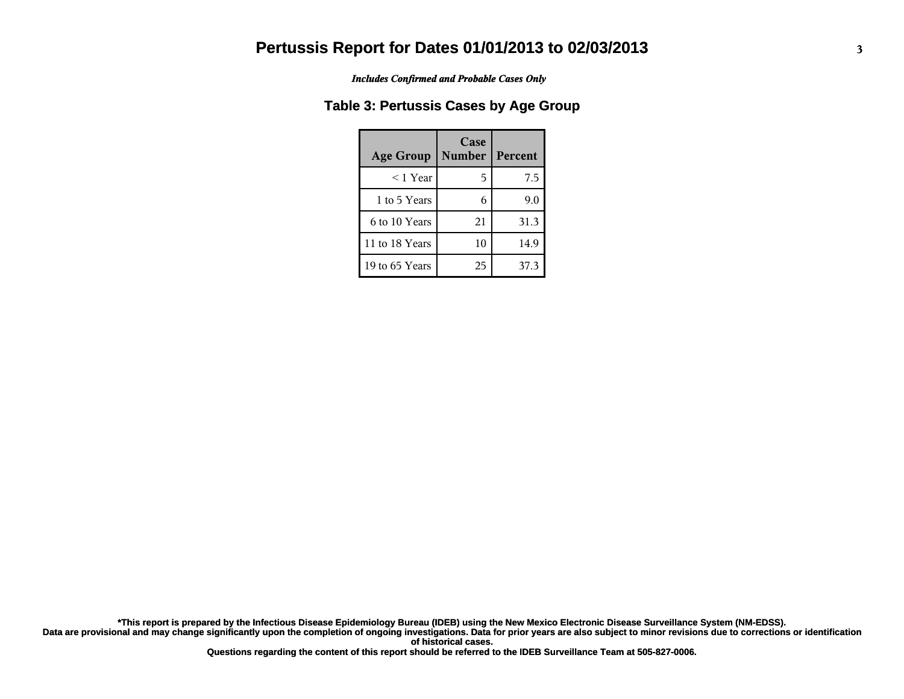# Pertussis Report for Dates 01/01/2013 to 02/03/2013

***Includes Confirmed and Probable Cases Only***

## Table 3: Pertussis Cases by Age Group

| Age Group | Case Number | Percent |
|---|---|---|
| < 1 Year | 5 | 7.5 |
| 1 to 5 Years | 6 | 9.0 |
| 6 to 10 Years | 21 | 31.3 |
| 11 to 18 Years | 10 | 14.9 |
| 19 to 65 Years | 25 | 37.3 |

**\*This report is prepared by the Infectious Disease Epidemiology Bureau (IDEB) using the New Mexico Electronic Disease Surveillance System (NM-EDSS).**
**Data are provisional and may change significantly upon the completion of ongoing investigations. Data for prior years are also subject to minor revisions due to corrections or identification of historical cases.**
**Questions regarding the content of this report should be referred to the IDEB Surveillance Team at 505-827-0006.**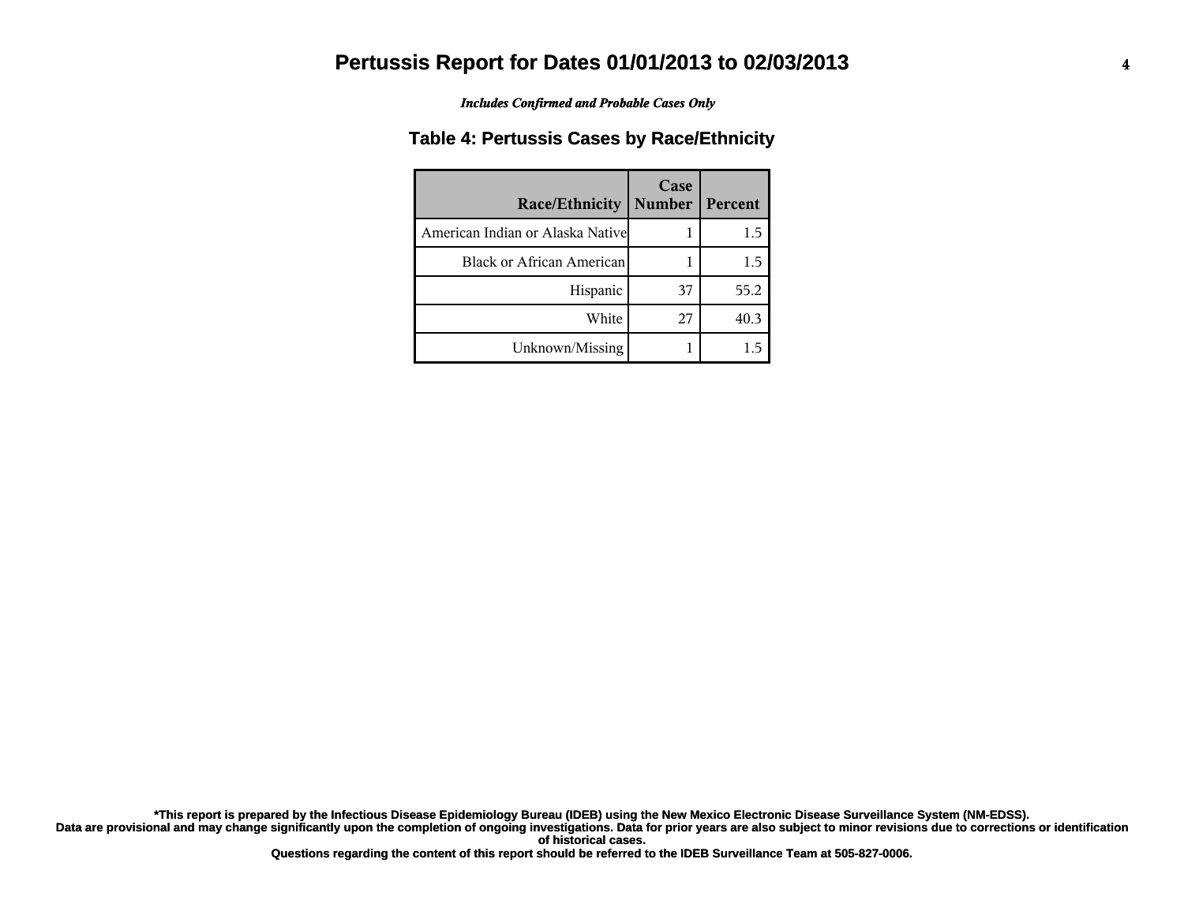# Pertussis Report for Dates 01/01/2013 to 02/03/2013

***Includes Confirmed and Probable Cases Only***

## Table 4: Pertussis Cases by Race/Ethnicity

| Race/Ethnicity | Case Number | Percent |
|---|---|---|
| American Indian or Alaska Native | 1 | 1.5 |
| Black or African American | 1 | 1.5 |
| Hispanic | 37 | 55.2 |
| White | 27 | 40.3 |
| Unknown/Missing | 1 | 1.5 |

**\*This report is prepared by the Infectious Disease Epidemiology Bureau (IDEB) using the New Mexico Electronic Disease Surveillance System (NM-EDSS). Data are provisional and may change significantly upon the completion of ongoing investigations. Data for prior years are also subject to minor revisions due to corrections or identification of historical cases. Questions regarding the content of this report should be referred to the IDEB Surveillance Team at 505-827-0006.**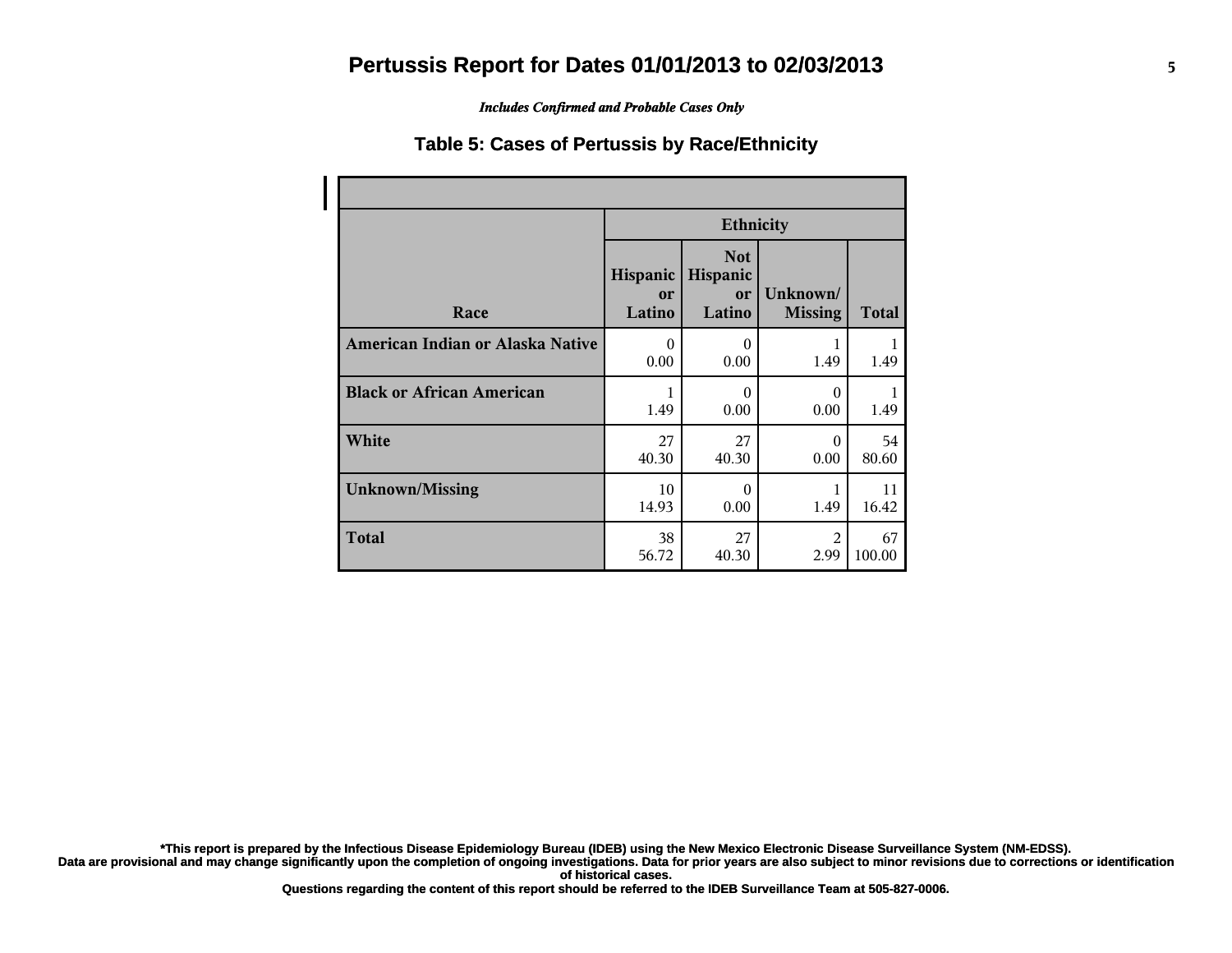# Pertussis Report for Dates 01/01/2013 to 02/03/2013

*Includes Confirmed and Probable Cases Only*

## Table 5: Cases of Pertussis by Race/Ethnicity

| Race | Ethnicity | | | |
|---|---|---|---|---|
| | Hispanic or Latino | Not Hispanic or Latino | Unknown/ Missing | Total |
| **American Indian or Alaska Native** | 0<br>0.00 | 0<br>0.00 | 1<br>1.49 | 1<br>1.49 |
| **Black or African American** | 1<br>1.49 | 0<br>0.00 | 0<br>0.00 | 1<br>1.49 |
| **White** | 27<br>40.30 | 27<br>40.30 | 0<br>0.00 | 54<br>80.60 |
| **Unknown/Missing** | 10<br>14.93 | 0<br>0.00 | 1<br>1.49 | 11<br>16.42 |
| **Total** | 38<br>56.72 | 27<br>40.30 | 2<br>2.99 | 67<br>100.00 |

**\*This report is prepared by the Infectious Disease Epidemiology Bureau (IDEB) using the New Mexico Electronic Disease Surveillance System (NM-EDSS).**
**Data are provisional and may change significantly upon the completion of ongoing investigations. Data for prior years are also subject to minor revisions due to corrections or identification of historical cases.**
**Questions regarding the content of this report should be referred to the IDEB Surveillance Team at 505-827-0006.**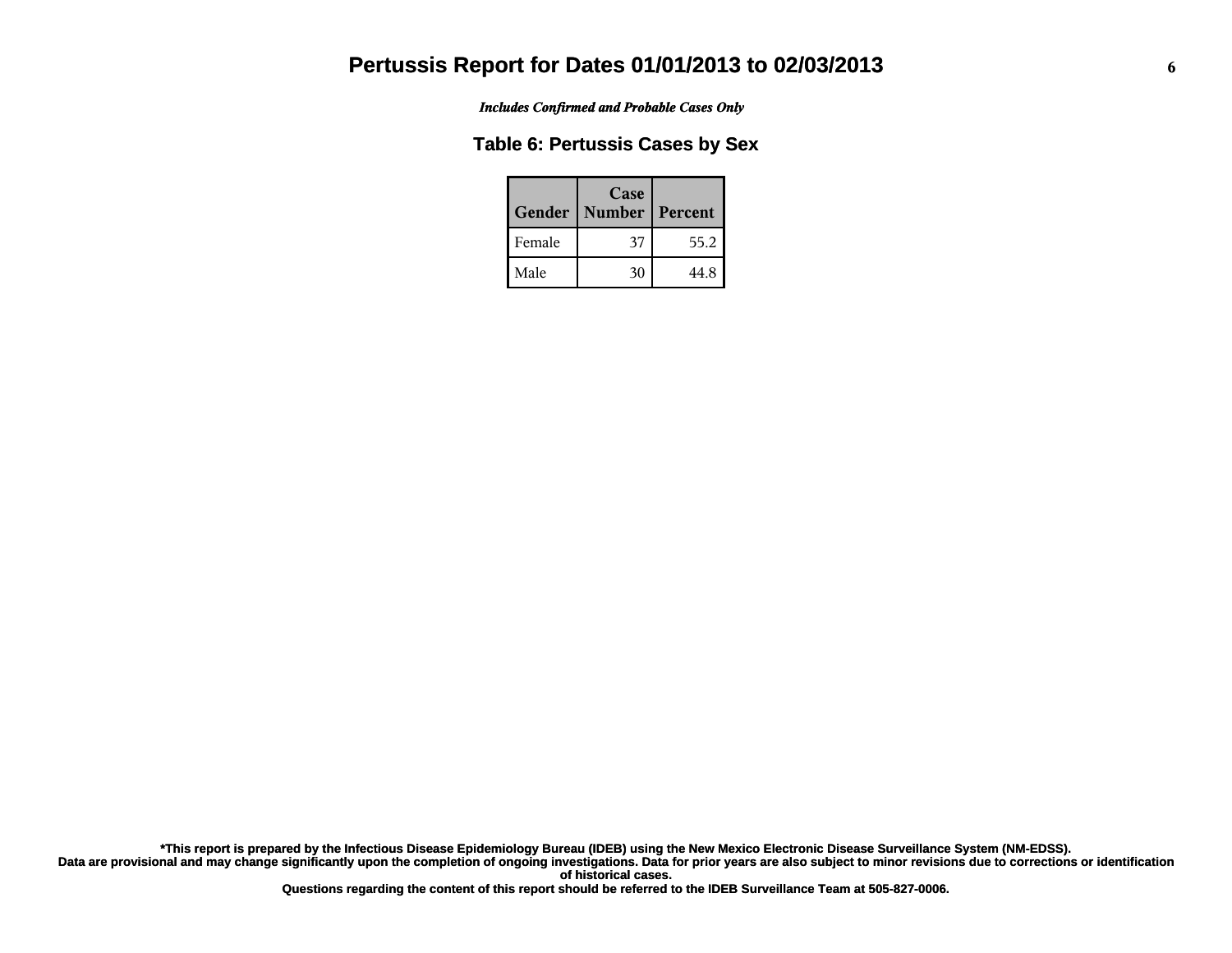# Pertussis Report for Dates 01/01/2013 to 02/03/2013

*Includes Confirmed and Probable Cases Only*

## Table 6: Pertussis Cases by Sex

| Gender | Case Number | Percent |
|---|---|---|
| Female | 37 | 55.2 |
| Male | 30 | 44.8 |

**\*This report is prepared by the Infectious Disease Epidemiology Bureau (IDEB) using the New Mexico Electronic Disease Surveillance System (NM-EDSS). Data are provisional and may change significantly upon the completion of ongoing investigations. Data for prior years are also subject to minor revisions due to corrections or identification of historical cases.**

**Questions regarding the content of this report should be referred to the IDEB Surveillance Team at 505-827-0006.**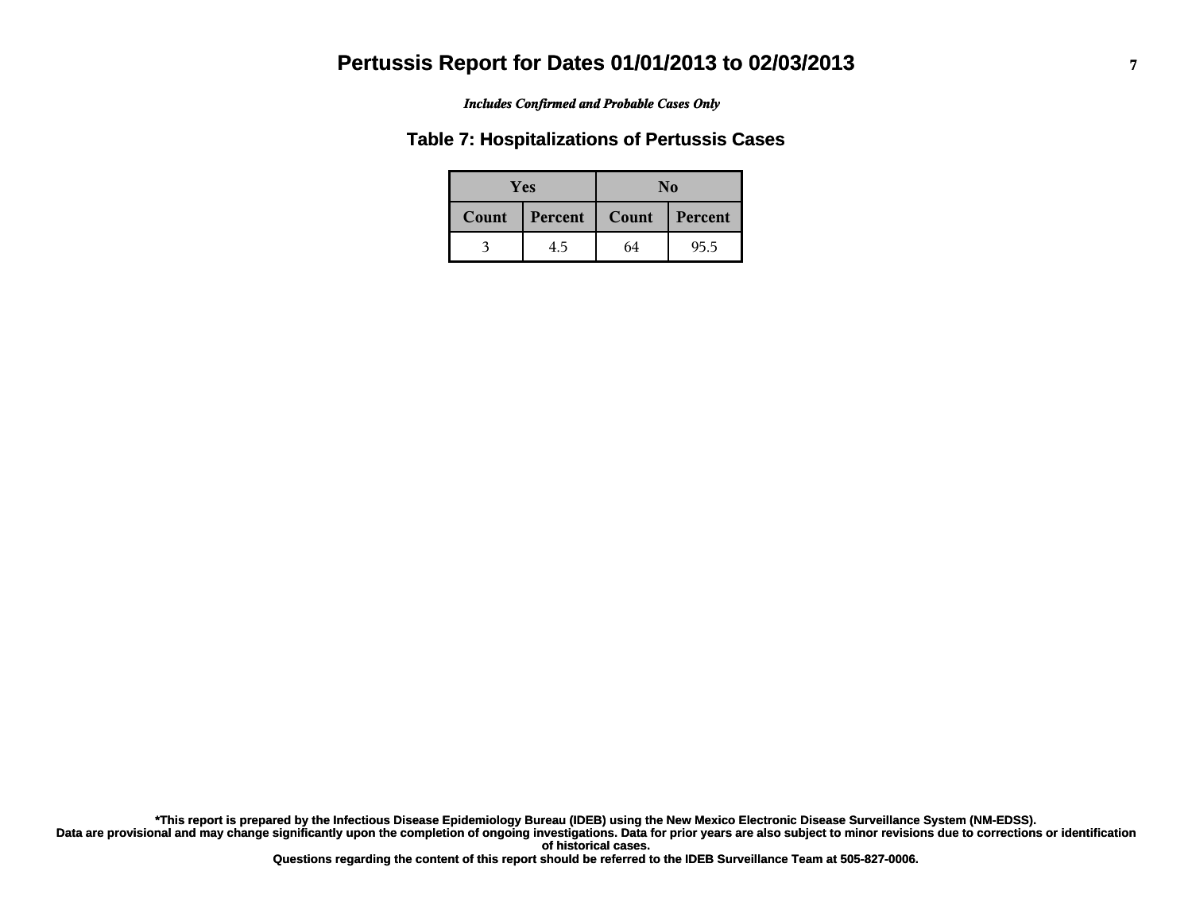# Pertussis Report for Dates 01/01/2013 to 02/03/2013

*Includes Confirmed and Probable Cases Only*

## Table 7: Hospitalizations of Pertussis Cases

| Yes | | No | |
|---|---|---|---|
| Count | Percent | Count | Percent |
| 3 | 4.5 | 64 | 95.5 |

**\*This report is prepared by the Infectious Disease Epidemiology Bureau (IDEB) using the New Mexico Electronic Disease Surveillance System (NM-EDSS).**
**Data are provisional and may change significantly upon the completion of ongoing investigations. Data for prior years are also subject to minor revisions due to corrections or identification of historical cases.**
**Questions regarding the content of this report should be referred to the IDEB Surveillance Team at 505-827-0006.**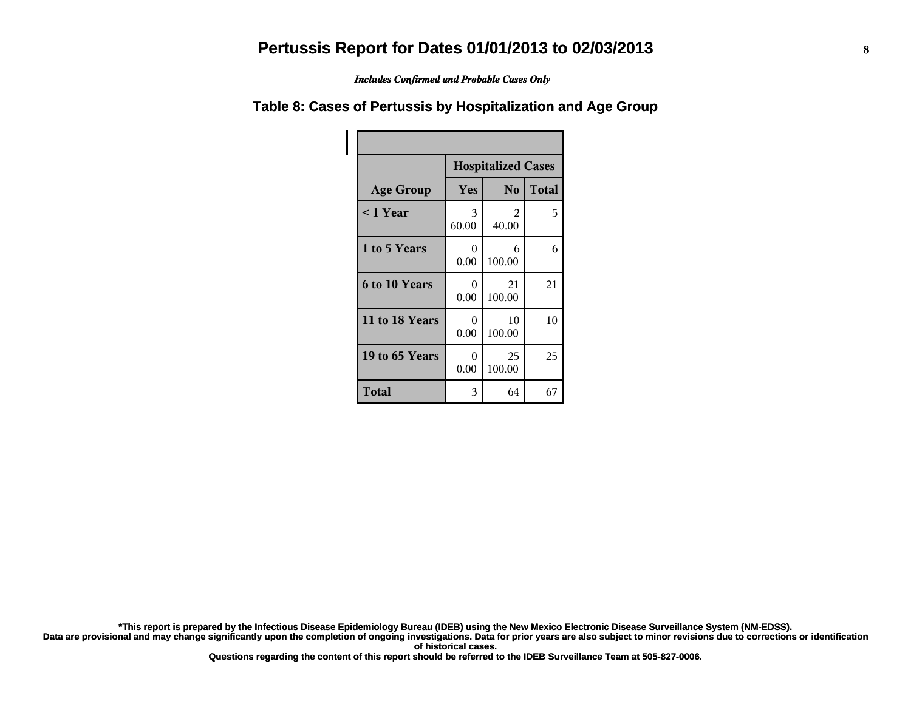# Pertussis Report for Dates 01/01/2013 to 02/03/2013

*Includes Confirmed and Probable Cases Only*

## Table 8: Cases of Pertussis by Hospitalization and Age Group

| | Hospitalized Cases | | |
|---|---|---|---|
| **Age Group** | **Yes** | **No** | **Total** |
| **< 1 Year** | 3<br>60.00 | 2<br>40.00 | 5 |
| **1 to 5 Years** | 0<br>0.00 | 6<br>100.00 | 6 |
| **6 to 10 Years** | 0<br>0.00 | 21<br>100.00 | 21 |
| **11 to 18 Years** | 0<br>0.00 | 10<br>100.00 | 10 |
| **19 to 65 Years** | 0<br>0.00 | 25<br>100.00 | 25 |
| **Total** | 3 | 64 | 67 |

**\*This report is prepared by the Infectious Disease Epidemiology Bureau (IDEB) using the New Mexico Electronic Disease Surveillance System (NM-EDSS).**
**Data are provisional and may change significantly upon the completion of ongoing investigations. Data for prior years are also subject to minor revisions due to corrections or identification of historical cases.**
**Questions regarding the content of this report should be referred to the IDEB Surveillance Team at 505-827-0006.**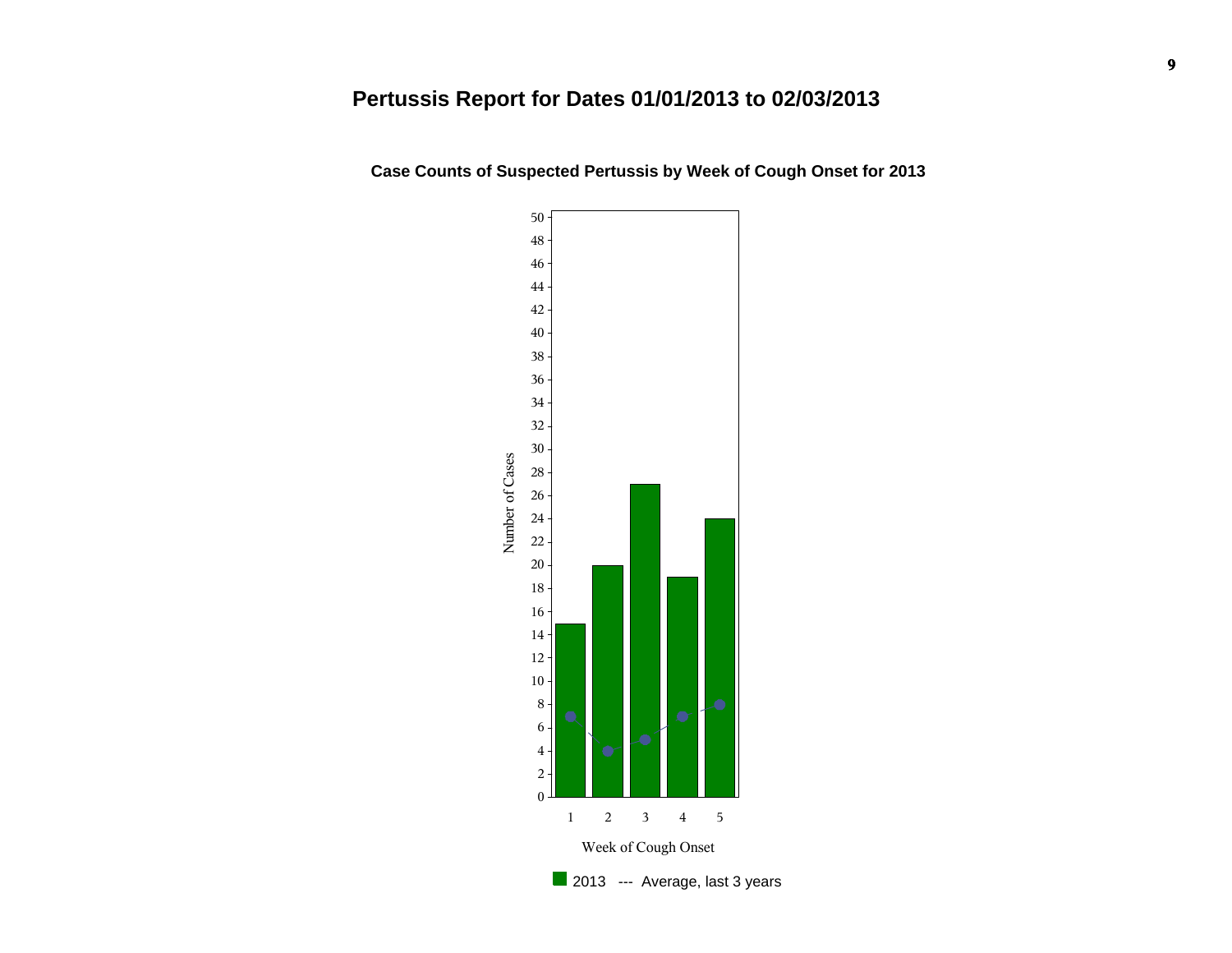# Pertussis Report for Dates 01/01/2013 to 02/03/2013

## Case Counts of Suspected Pertussis by Week of Cough Onset for 2013

Number of Cases

50
48
46
44
42
40
38
36
34
32
30
28
26
24
22
20
18
16
14
12
10
8
6
4
2
0

1 2 3 4 5

Week of Cough Onset

2013 --- Average, last 3 years